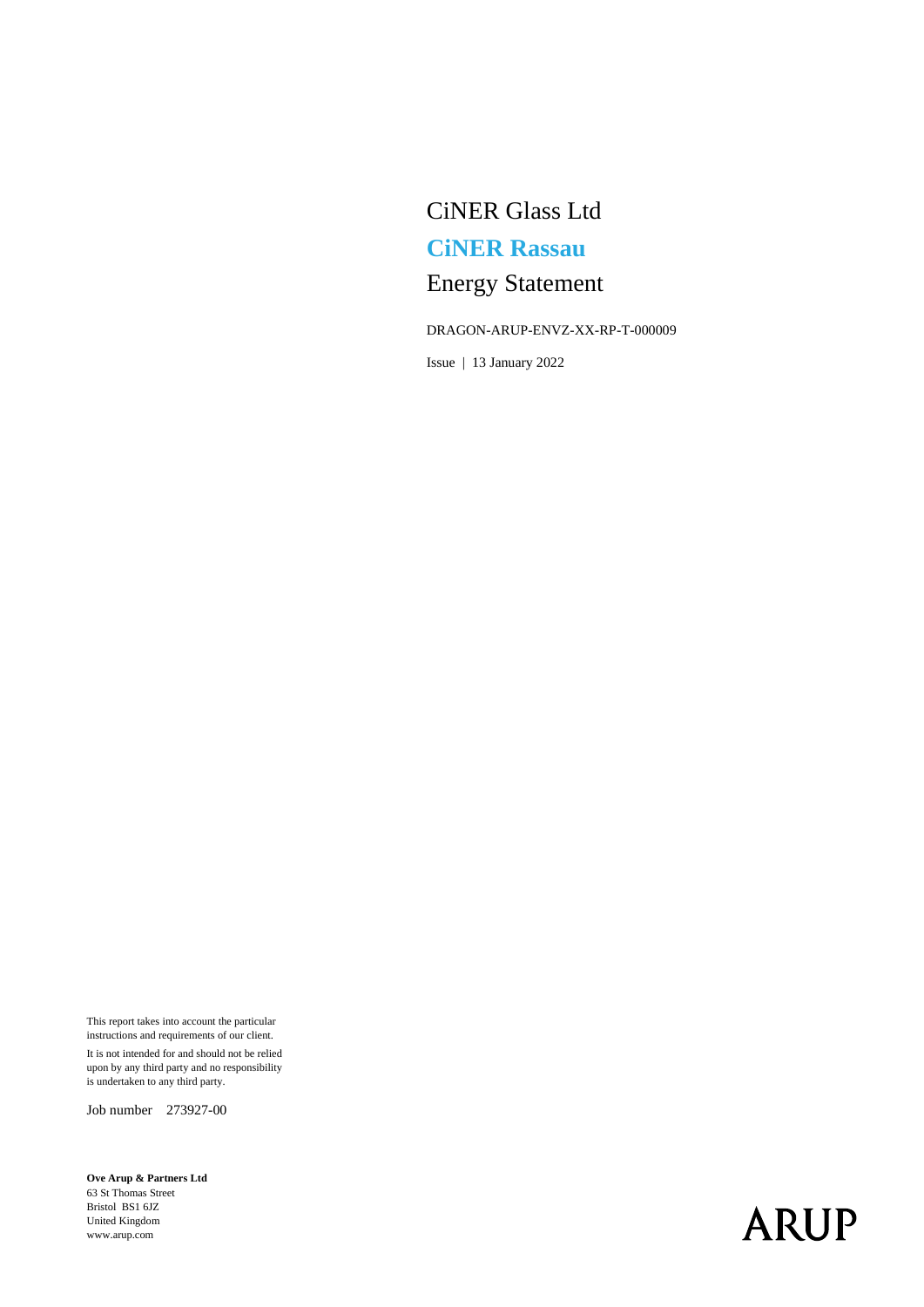# CiNER Glass Ltd

## **CiNER Rassau**

## Energy Statement

DRAGON-ARUP-ENVZ-XX-RP-T-000009

Issue | 13 January 2022

This report takes into account the particular instructions and requirements of our client.

It is not intended for and should not be relied upon by any third party and no responsibility is undertaken to any third party.

Job number 273927-00

**Ove Arup & Partners Ltd**
63 St Thomas Street
Bristol BS1 6JZ
United Kingdom
www.arup.com

ARUP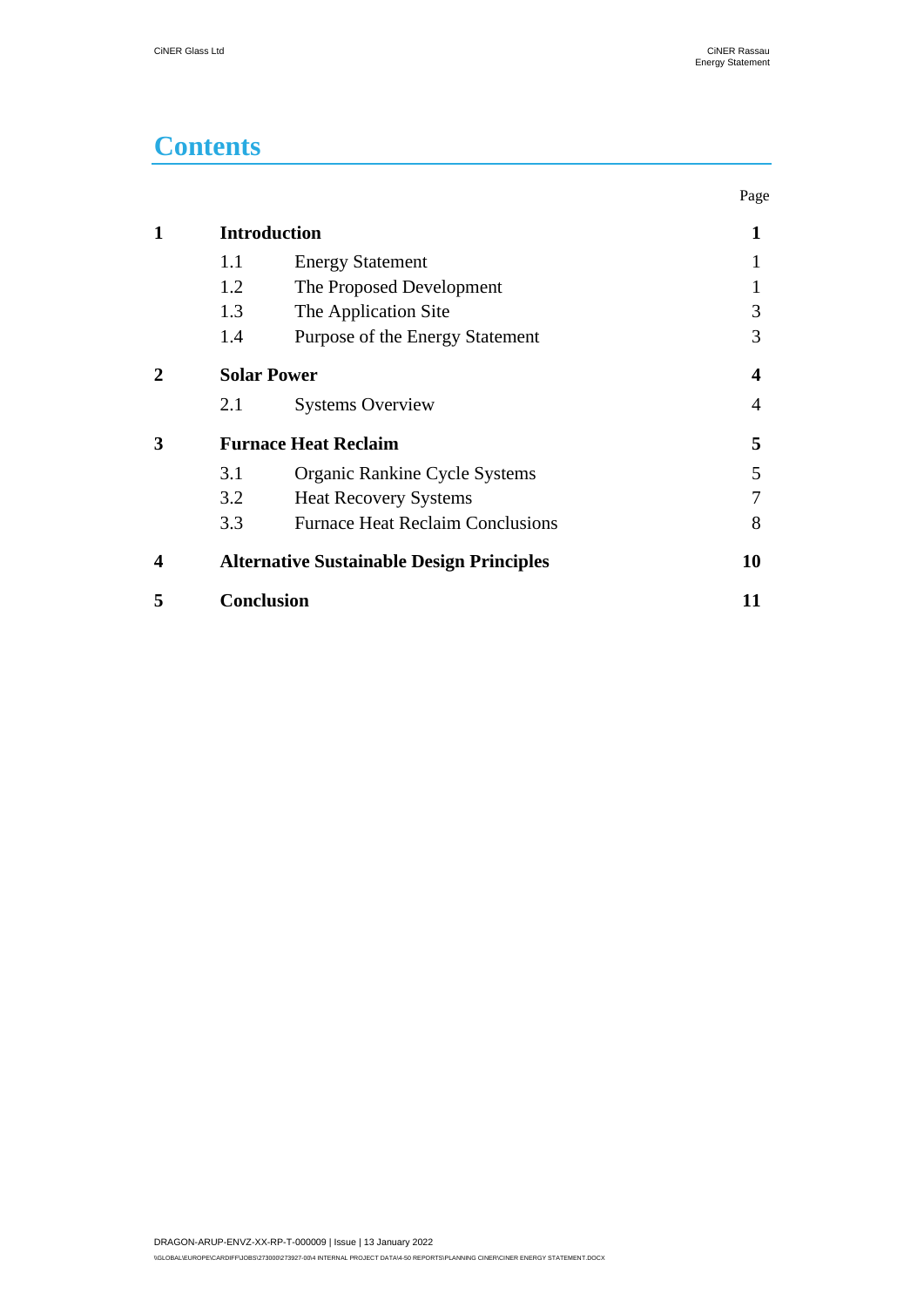# Contents

| | | | Page |
|---|---|---|---|
| **1** | **Introduction** | | **1** |
| | 1.1 | Energy Statement | 1 |
| | 1.2 | The Proposed Development | 1 |
| | 1.3 | The Application Site | 3 |
| | 1.4 | Purpose of the Energy Statement | 3 |
| **2** | **Solar Power** | | **4** |
| | 2.1 | Systems Overview | 4 |
| **3** | **Furnace Heat Reclaim** | | **5** |
| | 3.1 | Organic Rankine Cycle Systems | 5 |
| | 3.2 | Heat Recovery Systems | 7 |
| | 3.3 | Furnace Heat Reclaim Conclusions | 8 |
| **4** | **Alternative Sustainable Design Principles** | | **10** |
| **5** | **Conclusion** | | **11** |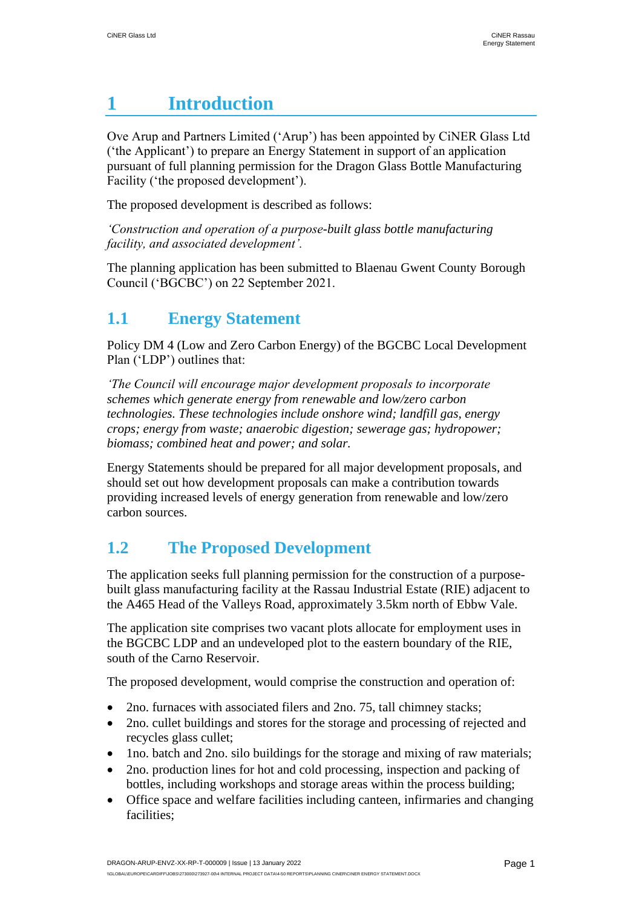# 1 Introduction

Ove Arup and Partners Limited ('Arup') has been appointed by CiNER Glass Ltd ('the Applicant') to prepare an Energy Statement in support of an application pursuant of full planning permission for the Dragon Glass Bottle Manufacturing Facility ('the proposed development').

The proposed development is described as follows:

*'Construction and operation of a purpose-built glass bottle manufacturing facility, and associated development'.*

The planning application has been submitted to Blaenau Gwent County Borough Council ('BGCBC') on 22 September 2021.

## 1.1 Energy Statement

Policy DM 4 (Low and Zero Carbon Energy) of the BGCBC Local Development Plan ('LDP') outlines that:

*'The Council will encourage major development proposals to incorporate schemes which generate energy from renewable and low/zero carbon technologies. These technologies include onshore wind; landfill gas, energy crops; energy from waste; anaerobic digestion; sewerage gas; hydropower; biomass; combined heat and power; and solar.*

Energy Statements should be prepared for all major development proposals, and should set out how development proposals can make a contribution towards providing increased levels of energy generation from renewable and low/zero carbon sources.

## 1.2 The Proposed Development

The application seeks full planning permission for the construction of a purpose-built glass manufacturing facility at the Rassau Industrial Estate (RIE) adjacent to the A465 Head of the Valleys Road, approximately 3.5km north of Ebbw Vale.

The application site comprises two vacant plots allocate for employment uses in the BGCBC LDP and an undeveloped plot to the eastern boundary of the RIE, south of the Carno Reservoir.

The proposed development, would comprise the construction and operation of:

- 2no. furnaces with associated filers and 2no. 75, tall chimney stacks;
- 2no. cullet buildings and stores for the storage and processing of rejected and recycles glass cullet;
- 1no. batch and 2no. silo buildings for the storage and mixing of raw materials;
- 2no. production lines for hot and cold processing, inspection and packing of bottles, including workshops and storage areas within the process building;
- Office space and welfare facilities including canteen, infirmaries and changing facilities;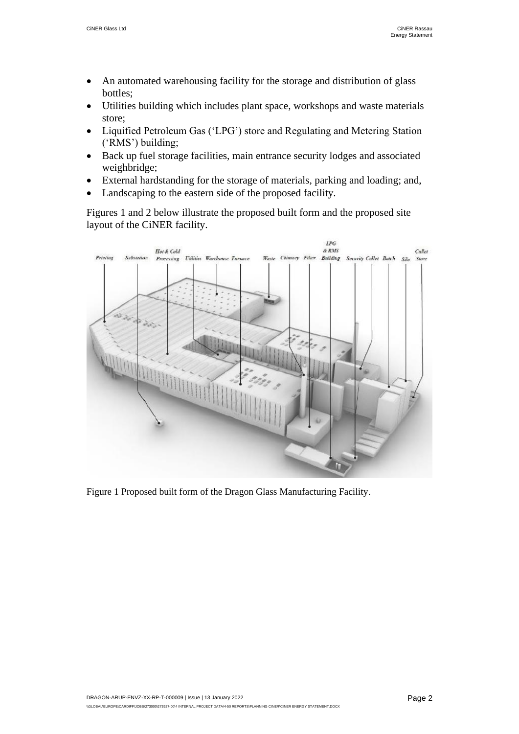- An automated warehousing facility for the storage and distribution of glass bottles;
- Utilities building which includes plant space, workshops and waste materials store;
- Liquified Petroleum Gas ('LPG') store and Regulating and Metering Station ('RMS') building;
- Back up fuel storage facilities, main entrance security lodges and associated weighbridge;
- External hardstanding for the storage of materials, parking and loading; and,
- Landscaping to the eastern side of the proposed facility.

Figures 1 and 2 below illustrate the proposed built form and the proposed site layout of the CiNER facility.

Figure 1 Proposed built form of the Dragon Glass Manufacturing Facility.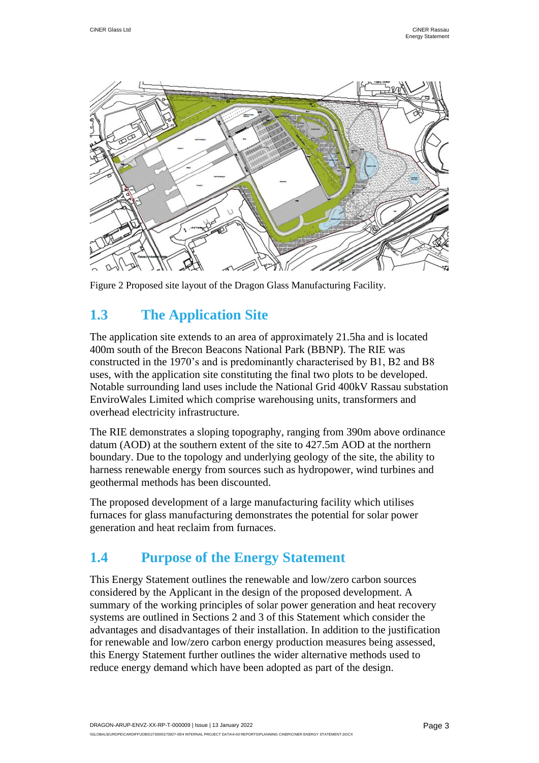Figure 2 Proposed site layout of the Dragon Glass Manufacturing Facility.

## 1.3 The Application Site

The application site extends to an area of approximately 21.5ha and is located 400m south of the Brecon Beacons National Park (BBNP). The RIE was constructed in the 1970's and is predominantly characterised by B1, B2 and B8 uses, with the application site constituting the final two plots to be developed. Notable surrounding land uses include the National Grid 400kV Rassau substation EnviroWales Limited which comprise warehousing units, transformers and overhead electricity infrastructure.

The RIE demonstrates a sloping topography, ranging from 390m above ordinance datum (AOD) at the southern extent of the site to 427.5m AOD at the northern boundary. Due to the topology and underlying geology of the site, the ability to harness renewable energy from sources such as hydropower, wind turbines and geothermal methods has been discounted.

The proposed development of a large manufacturing facility which utilises furnaces for glass manufacturing demonstrates the potential for solar power generation and heat reclaim from furnaces.

## 1.4 Purpose of the Energy Statement

This Energy Statement outlines the renewable and low/zero carbon sources considered by the Applicant in the design of the proposed development. A summary of the working principles of solar power generation and heat recovery systems are outlined in Sections 2 and 3 of this Statement which consider the advantages and disadvantages of their installation. In addition to the justification for renewable and low/zero carbon energy production measures being assessed, this Energy Statement further outlines the wider alternative methods used to reduce energy demand which have been adopted as part of the design.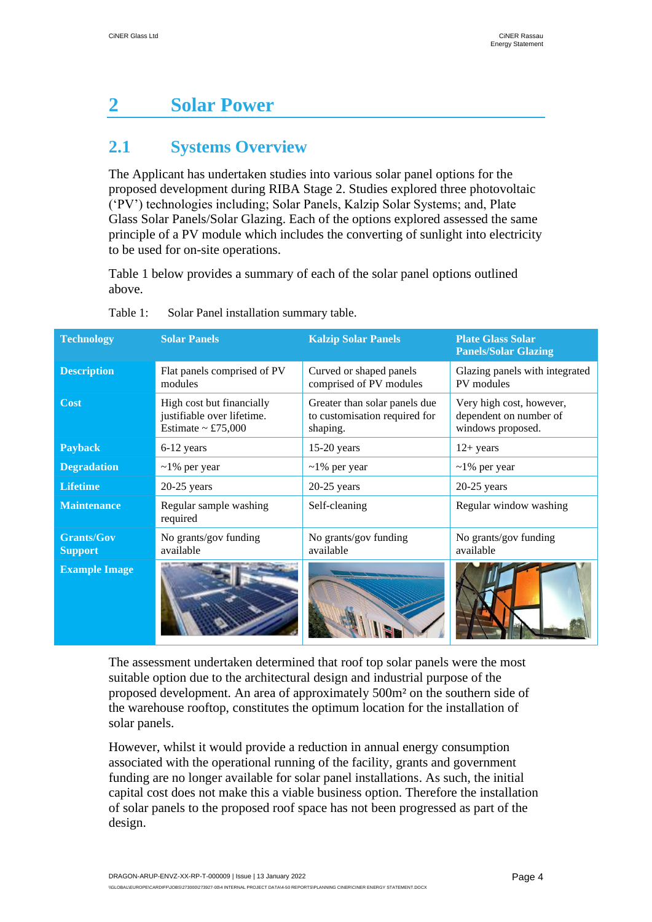# 2 Solar Power

## 2.1 Systems Overview

The Applicant has undertaken studies into various solar panel options for the proposed development during RIBA Stage 2. Studies explored three photovoltaic ('PV') technologies including; Solar Panels, Kalzip Solar Systems; and, Plate Glass Solar Panels/Solar Glazing. Each of the options explored assessed the same principle of a PV module which includes the converting of sunlight into electricity to be used for on-site operations.

Table 1 below provides a summary of each of the solar panel options outlined above.

Table 1: Solar Panel installation summary table.

| Technology | Solar Panels | Kalzip Solar Panels | Plate Glass Solar Panels/Solar Glazing |
|---|---|---|---|
| **Description** | Flat panels comprised of PV modules | Curved or shaped panels comprised of PV modules | Glazing panels with integrated PV modules |
| **Cost** | High cost but financially justifiable over lifetime. Estimate ~ £75,000 | Greater than solar panels due to customisation required for shaping. | Very high cost, however, dependent on number of windows proposed. |
| **Payback** | 6-12 years | 15-20 years | 12+ years |
| **Degradation** | ~1% per year | ~1% per year | ~1% per year |
| **Lifetime** | 20-25 years | 20-25 years | 20-25 years |
| **Maintenance** | Regular sample washing required | Self-cleaning | Regular window washing |
| **Grants/Gov Support** | No grants/gov funding available | No grants/gov funding available | No grants/gov funding available |
| **Example Image** | | | |

The assessment undertaken determined that roof top solar panels were the most suitable option due to the architectural design and industrial purpose of the proposed development. An area of approximately 500m² on the southern side of the warehouse rooftop, constitutes the optimum location for the installation of solar panels.

However, whilst it would provide a reduction in annual energy consumption associated with the operational running of the facility, grants and government funding are no longer available for solar panel installations. As such, the initial capital cost does not make this a viable business option. Therefore the installation of solar panels to the proposed roof space has not been progressed as part of the design.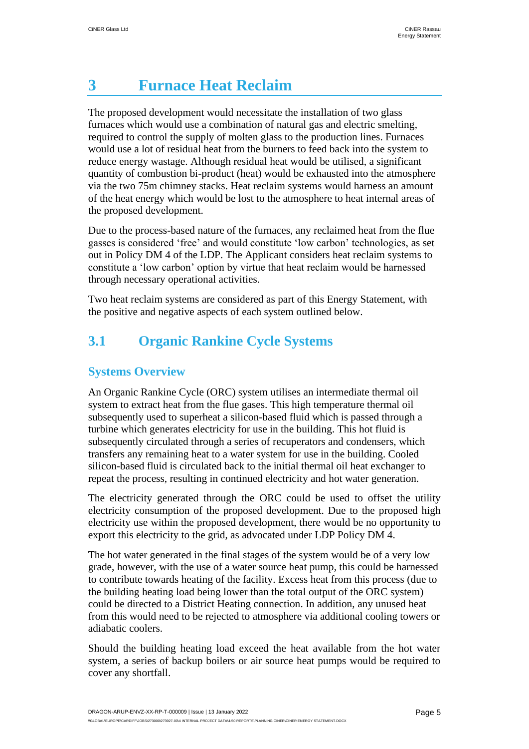# 3 Furnace Heat Reclaim

The proposed development would necessitate the installation of two glass furnaces which would use a combination of natural gas and electric smelting, required to control the supply of molten glass to the production lines. Furnaces would use a lot of residual heat from the burners to feed back into the system to reduce energy wastage. Although residual heat would be utilised, a significant quantity of combustion bi-product (heat) would be exhausted into the atmosphere via the two 75m chimney stacks. Heat reclaim systems would harness an amount of the heat energy which would be lost to the atmosphere to heat internal areas of the proposed development.

Due to the process-based nature of the furnaces, any reclaimed heat from the flue gasses is considered 'free' and would constitute 'low carbon' technologies, as set out in Policy DM 4 of the LDP. The Applicant considers heat reclaim systems to constitute a 'low carbon' option by virtue that heat reclaim would be harnessed through necessary operational activities.

Two heat reclaim systems are considered as part of this Energy Statement, with the positive and negative aspects of each system outlined below.

## 3.1 Organic Rankine Cycle Systems

### Systems Overview

An Organic Rankine Cycle (ORC) system utilises an intermediate thermal oil system to extract heat from the flue gases. This high temperature thermal oil subsequently used to superheat a silicon-based fluid which is passed through a turbine which generates electricity for use in the building. This hot fluid is subsequently circulated through a series of recuperators and condensers, which transfers any remaining heat to a water system for use in the building. Cooled silicon-based fluid is circulated back to the initial thermal oil heat exchanger to repeat the process, resulting in continued electricity and hot water generation.

The electricity generated through the ORC could be used to offset the utility electricity consumption of the proposed development. Due to the proposed high electricity use within the proposed development, there would be no opportunity to export this electricity to the grid, as advocated under LDP Policy DM 4.

The hot water generated in the final stages of the system would be of a very low grade, however, with the use of a water source heat pump, this could be harnessed to contribute towards heating of the facility. Excess heat from this process (due to the building heating load being lower than the total output of the ORC system) could be directed to a District Heating connection. In addition, any unused heat from this would need to be rejected to atmosphere via additional cooling towers or adiabatic coolers.

Should the building heating load exceed the heat available from the hot water system, a series of backup boilers or air source heat pumps would be required to cover any shortfall.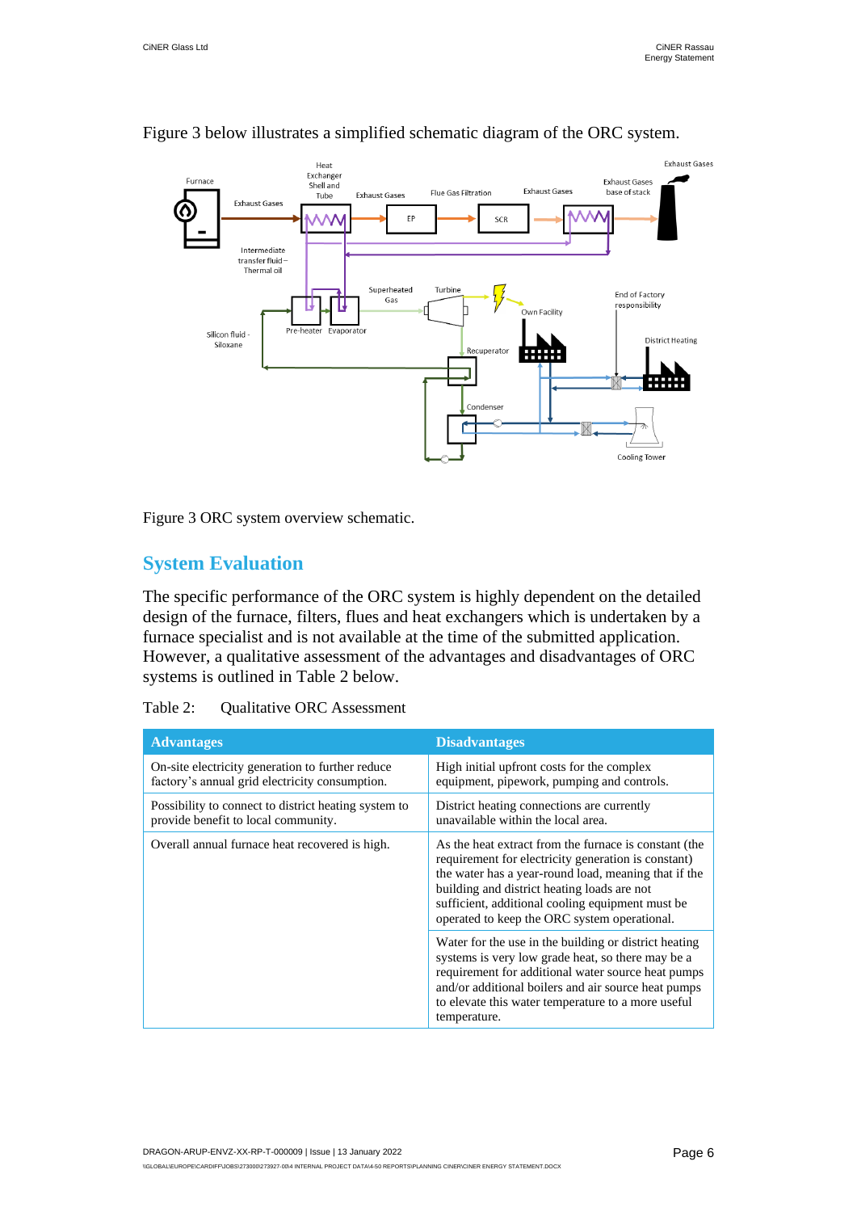Figure 3 below illustrates a simplified schematic diagram of the ORC system.

Figure 3 ORC system overview schematic.

## System Evaluation

The specific performance of the ORC system is highly dependent on the detailed design of the furnace, filters, flues and heat exchangers which is undertaken by a furnace specialist and is not available at the time of the submitted application. However, a qualitative assessment of the advantages and disadvantages of ORC systems is outlined in Table 2 below.

Table 2: Qualitative ORC Assessment

| Advantages | Disadvantages |
| --- | --- |
| On-site electricity generation to further reduce factory's annual grid electricity consumption. | High initial upfront costs for the complex equipment, pipework, pumping and controls. |
| Possibility to connect to district heating system to provide benefit to local community. | District heating connections are currently unavailable within the local area. |
| Overall annual furnace heat recovered is high. | As the heat extract from the furnace is constant (the requirement for electricity generation is constant) the water has a year-round load, meaning that if the building and district heating loads are not sufficient, additional cooling equipment must be operated to keep the ORC system operational. |
| | Water for the use in the building or district heating systems is very low grade heat, so there may be a requirement for additional water source heat pumps and/or additional boilers and air source heat pumps to elevate this water temperature to a more useful temperature. |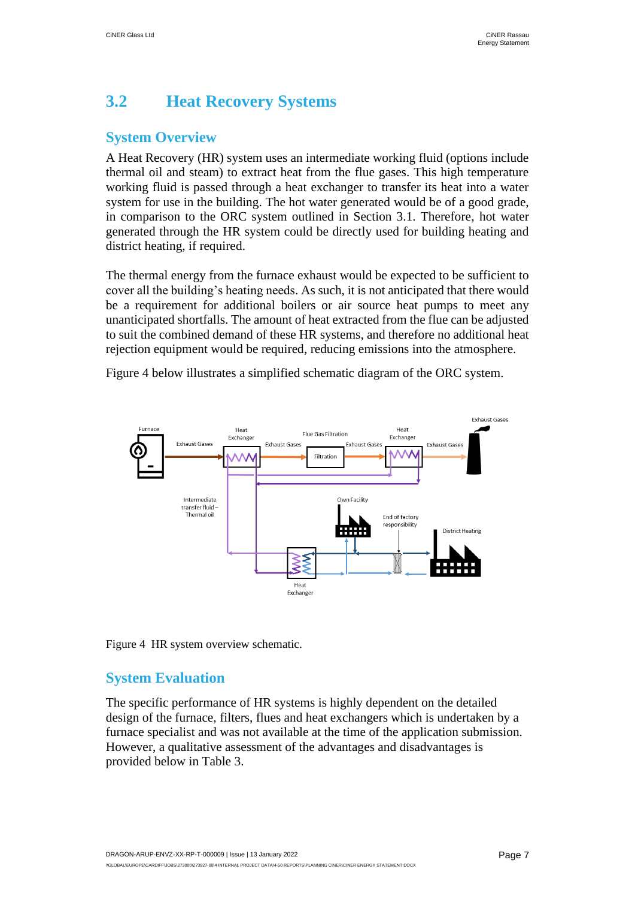## 3.2 Heat Recovery Systems

### System Overview

A Heat Recovery (HR) system uses an intermediate working fluid (options include thermal oil and steam) to extract heat from the flue gases. This high temperature working fluid is passed through a heat exchanger to transfer its heat into a water system for use in the building. The hot water generated would be of a good grade, in comparison to the ORC system outlined in Section 3.1. Therefore, hot water generated through the HR system could be directly used for building heating and district heating, if required.

The thermal energy from the furnace exhaust would be expected to be sufficient to cover all the building's heating needs. As such, it is not anticipated that there would be a requirement for additional boilers or air source heat pumps to meet any unanticipated shortfalls. The amount of heat extracted from the flue can be adjusted to suit the combined demand of these HR systems, and therefore no additional heat rejection equipment would be required, reducing emissions into the atmosphere.

Figure 4 below illustrates a simplified schematic diagram of the ORC system.

Figure 4 HR system overview schematic.

### System Evaluation

The specific performance of HR systems is highly dependent on the detailed design of the furnace, filters, flues and heat exchangers which is undertaken by a furnace specialist and was not available at the time of the application submission. However, a qualitative assessment of the advantages and disadvantages is provided below in Table 3.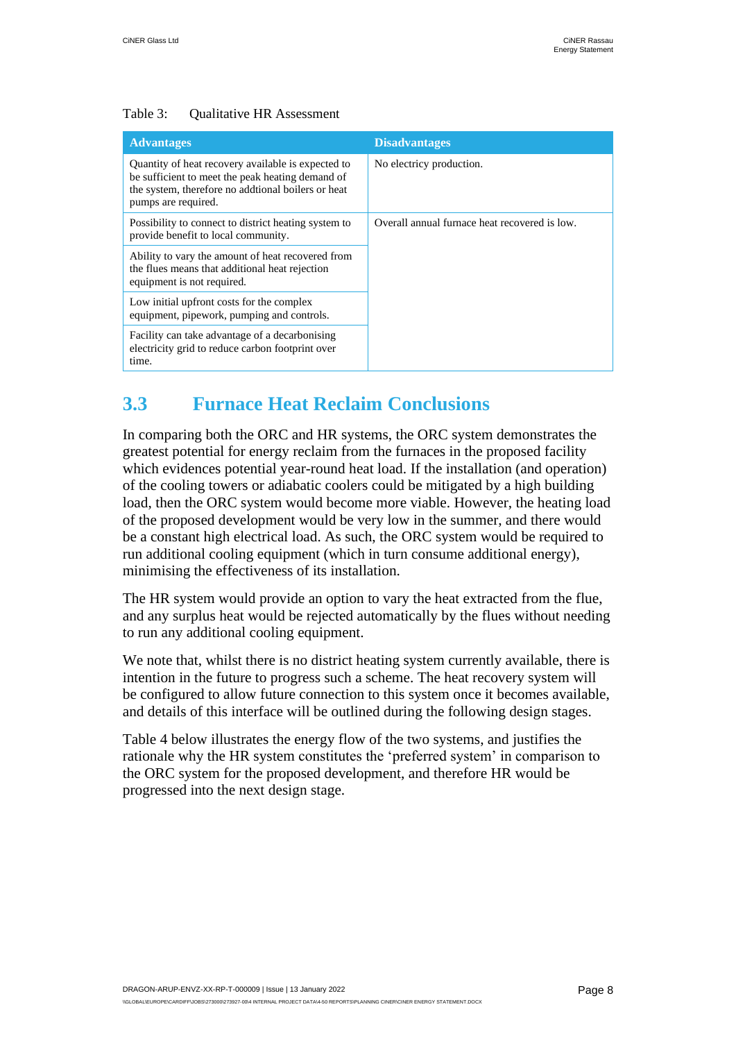Table 3: Qualitative HR Assessment

| Advantages | Disadvantages |
|---|---|
| Quantity of heat recovery available is expected to be sufficient to meet the peak heating demand of the system, therefore no addtional boilers or heat pumps are required. | No electricy production. |
| Possibility to connect to district heating system to provide benefit to local community. | Overall annual furnace heat recovered is low. |
| Ability to vary the amount of heat recovered from the flues means that additional heat rejection equipment is not required. | |
| Low initial upfront costs for the complex equipment, pipework, pumping and controls. | |
| Facility can take advantage of a decarbonising electricity grid to reduce carbon footprint over time. | |

## 3.3 Furnace Heat Reclaim Conclusions

In comparing both the ORC and HR systems, the ORC system demonstrates the greatest potential for energy reclaim from the furnaces in the proposed facility which evidences potential year-round heat load. If the installation (and operation) of the cooling towers or adiabatic coolers could be mitigated by a high building load, then the ORC system would become more viable. However, the heating load of the proposed development would be very low in the summer, and there would be a constant high electrical load. As such, the ORC system would be required to run additional cooling equipment (which in turn consume additional energy), minimising the effectiveness of its installation.

The HR system would provide an option to vary the heat extracted from the flue, and any surplus heat would be rejected automatically by the flues without needing to run any additional cooling equipment.

We note that, whilst there is no district heating system currently available, there is intention in the future to progress such a scheme. The heat recovery system will be configured to allow future connection to this system once it becomes available, and details of this interface will be outlined during the following design stages.

Table 4 below illustrates the energy flow of the two systems, and justifies the rationale why the HR system constitutes the 'preferred system' in comparison to the ORC system for the proposed development, and therefore HR would be progressed into the next design stage.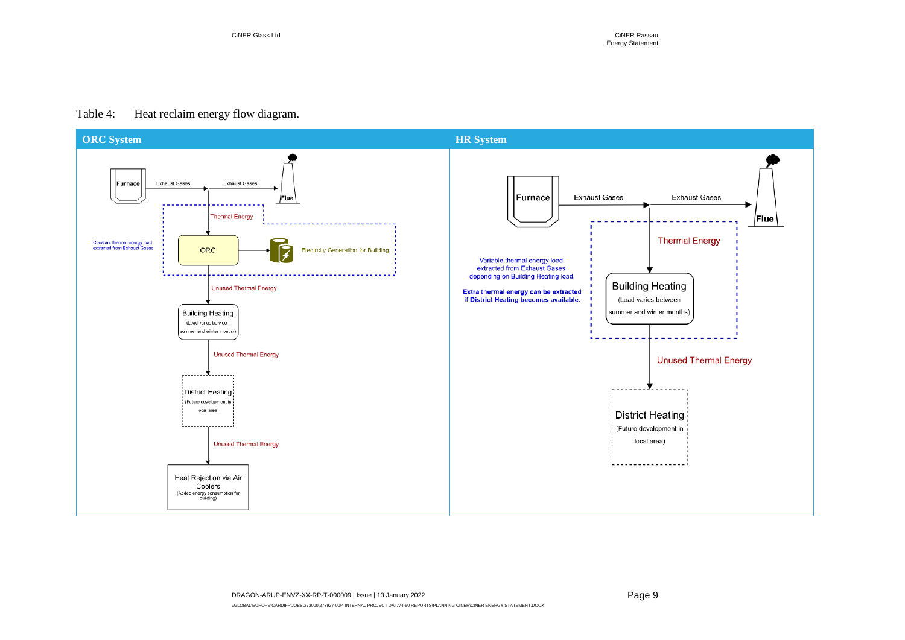Table 4: Heat reclaim energy flow diagram.

| ORC System | HR System |
| --- | --- |
| Furnace → Exhaust Gases → Exhaust Gases → Flue | Furnace → Exhaust Gases → Exhaust Gases → Flue |
| Thermal Energy | Thermal Energy |
| Constant thermal energy load extracted from Exhaust Gases | Variable thermal energy load extracted from Exhaust Gases depending on Building Heating load. |
| ORC → Electricity Generation for Building | **Extra thermal energy can be extracted if District Heating becomes available.** |
| Unused Thermal Energy | Building Heating (Load varies between summer and winter months) |
| Building Heating (Load varies between summer and winter months) | Unused Thermal Energy |
| Unused Thermal Energy | District Heating (Future development in local area) |
| District Heating (Future development in local area) | |
| Unused Thermal Energy | |
| Heat Rejection via Air Coolers (Added energy consumption for building) | |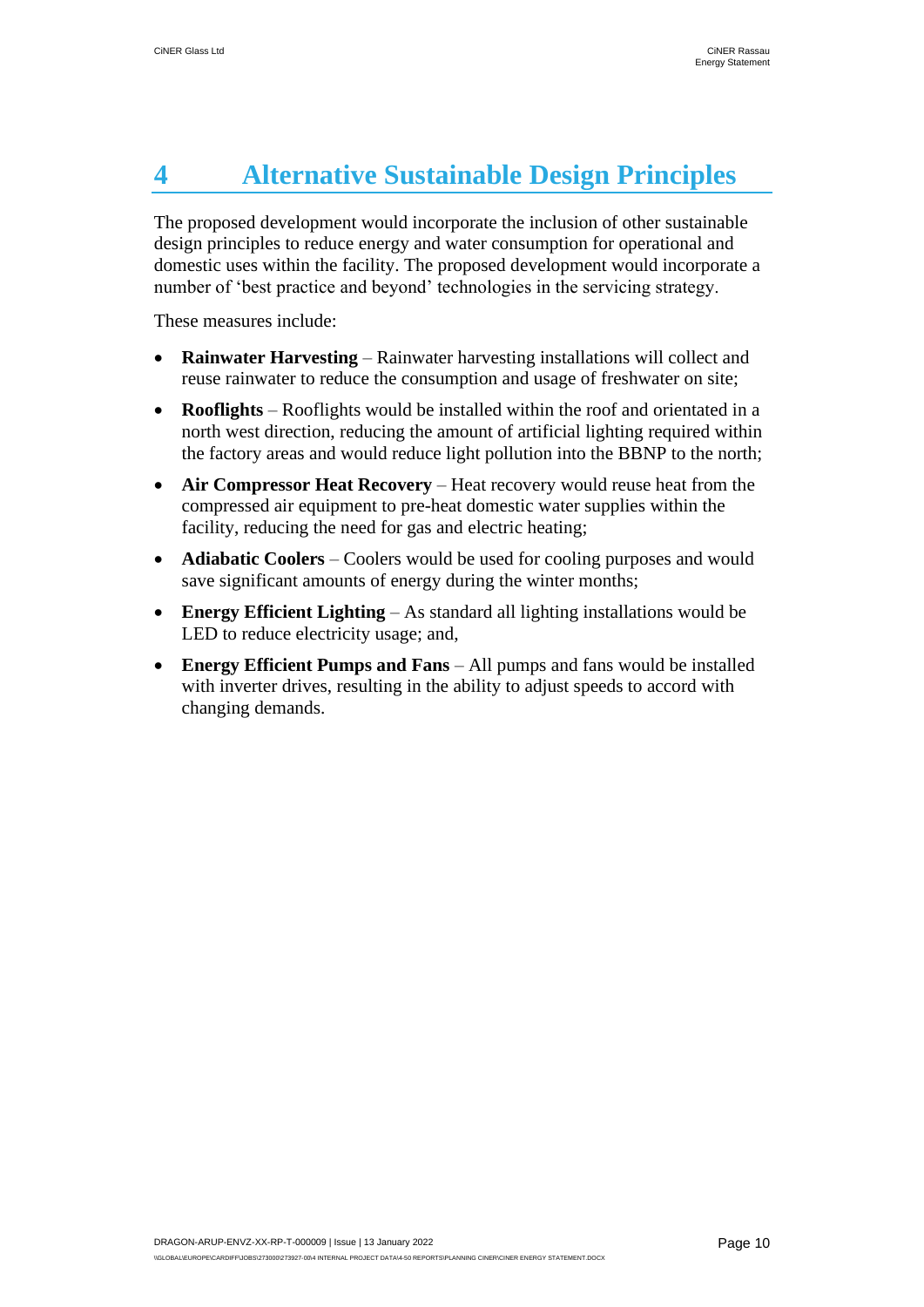# 4 Alternative Sustainable Design Principles

The proposed development would incorporate the inclusion of other sustainable design principles to reduce energy and water consumption for operational and domestic uses within the facility. The proposed development would incorporate a number of 'best practice and beyond' technologies in the servicing strategy.

These measures include:

- **Rainwater Harvesting** – Rainwater harvesting installations will collect and reuse rainwater to reduce the consumption and usage of freshwater on site;
- **Rooflights** – Rooflights would be installed within the roof and orientated in a north west direction, reducing the amount of artificial lighting required within the factory areas and would reduce light pollution into the BBNP to the north;
- **Air Compressor Heat Recovery** – Heat recovery would reuse heat from the compressed air equipment to pre-heat domestic water supplies within the facility, reducing the need for gas and electric heating;
- **Adiabatic Coolers** – Coolers would be used for cooling purposes and would save significant amounts of energy during the winter months;
- **Energy Efficient Lighting** – As standard all lighting installations would be LED to reduce electricity usage; and,
- **Energy Efficient Pumps and Fans** – All pumps and fans would be installed with inverter drives, resulting in the ability to adjust speeds to accord with changing demands.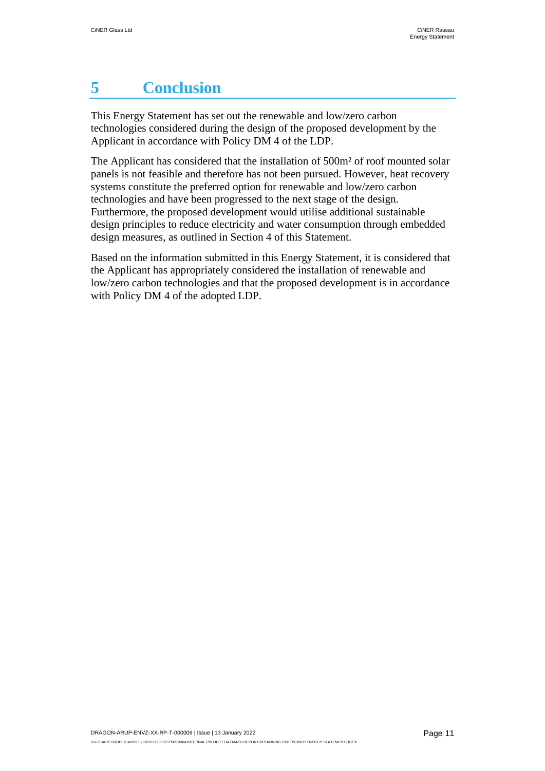# 5 Conclusion

This Energy Statement has set out the renewable and low/zero carbon technologies considered during the design of the proposed development by the Applicant in accordance with Policy DM 4 of the LDP.

The Applicant has considered that the installation of 500m² of roof mounted solar panels is not feasible and therefore has not been pursued. However, heat recovery systems constitute the preferred option for renewable and low/zero carbon technologies and have been progressed to the next stage of the design. Furthermore, the proposed development would utilise additional sustainable design principles to reduce electricity and water consumption through embedded design measures, as outlined in Section 4 of this Statement.

Based on the information submitted in this Energy Statement, it is considered that the Applicant has appropriately considered the installation of renewable and low/zero carbon technologies and that the proposed development is in accordance with Policy DM 4 of the adopted LDP.